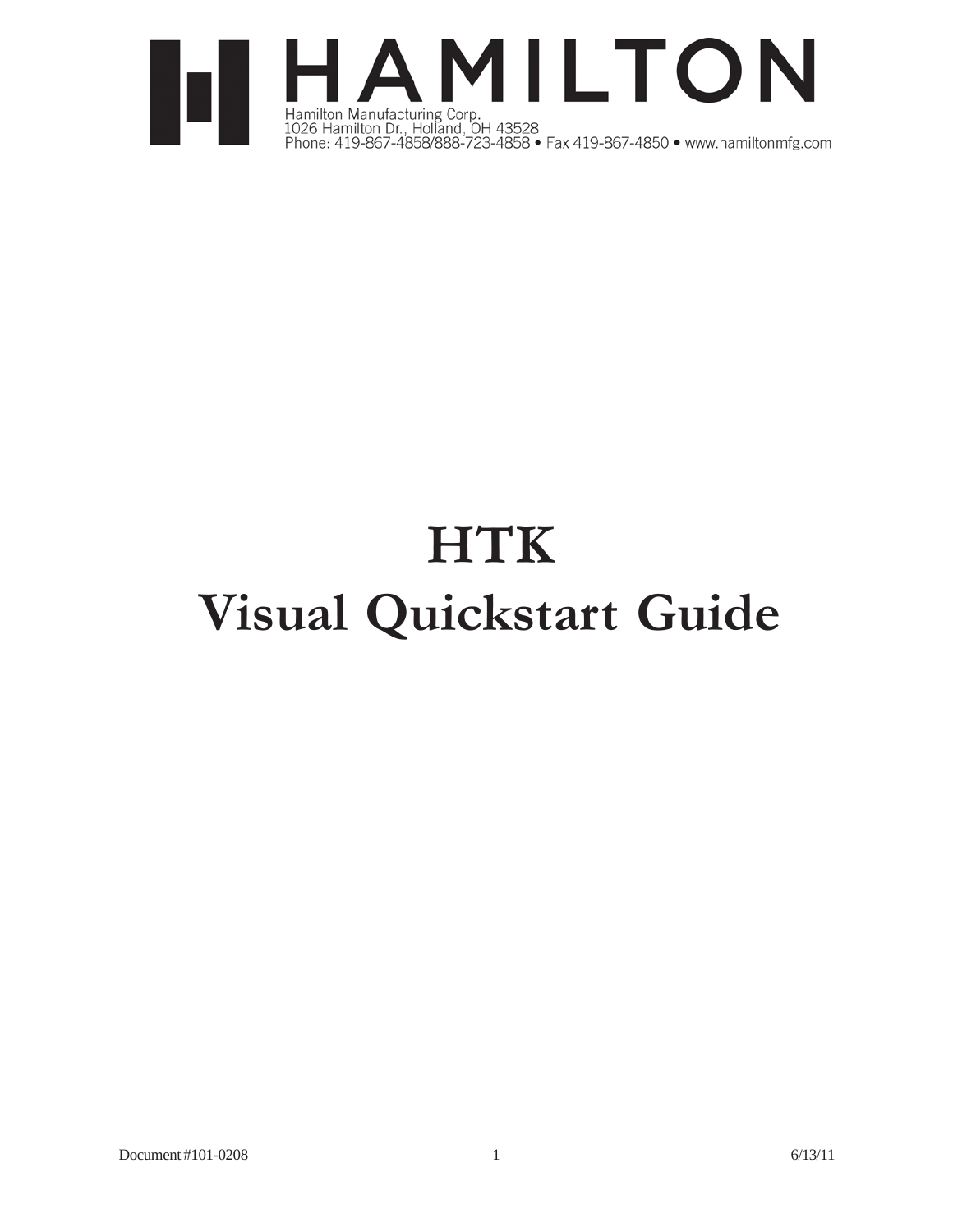# HAMILTON

Hamilton Manufacturing Corp.
1026 Hamilton Dr., Holland, OH 43528
Phone: 419-867-4858/888-723-4858 • Fax 419-867-4850 • www.hamiltonmfg.com

# HTK
# Visual Quickstart Guide

Document #101-0208

6/13/11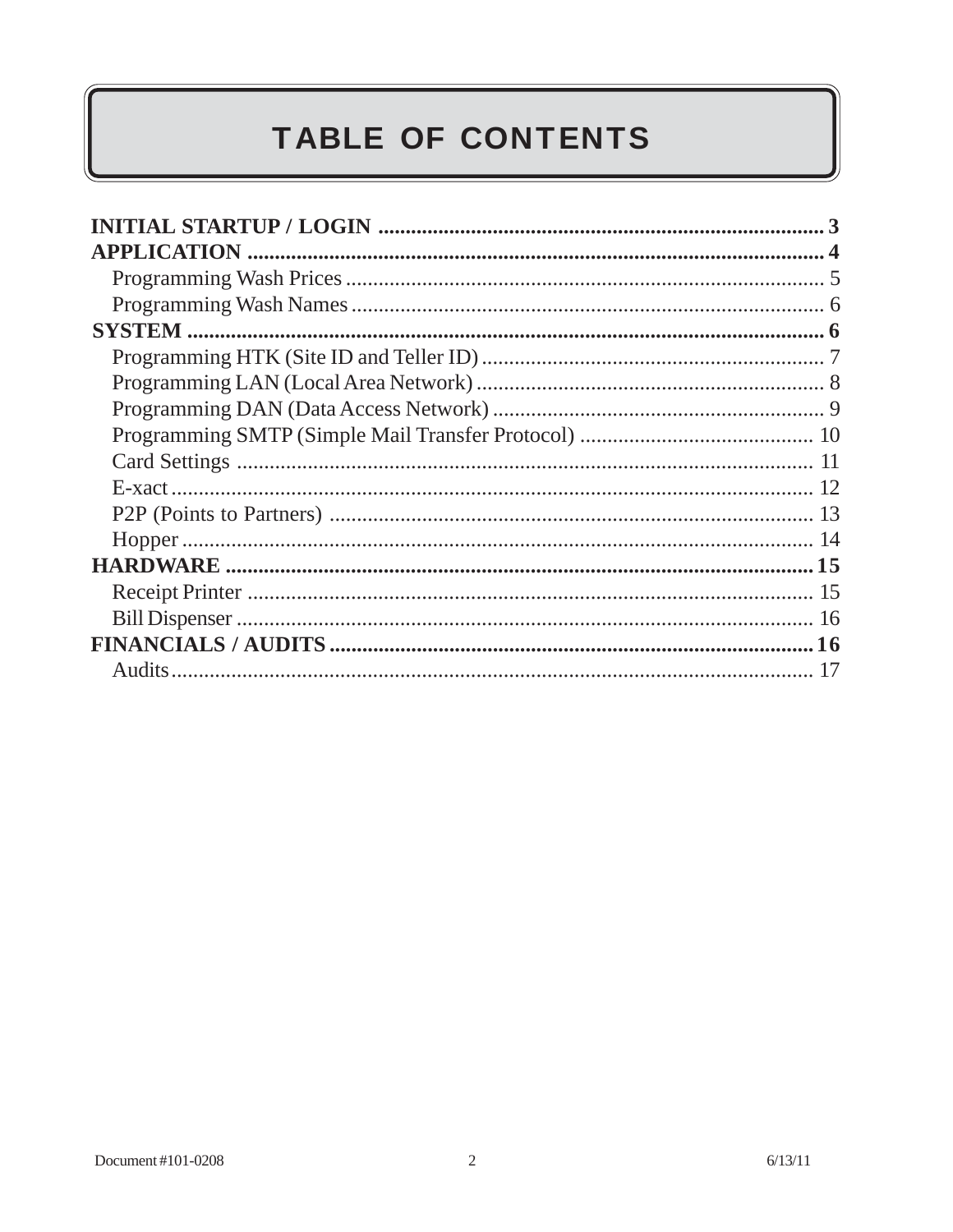# TABLE OF CONTENTS

**INITIAL STARTUP / LOGIN** .................................................................................. **3**
**APPLICATION** ......................................................................................................... **4**
Programming Wash Prices ....................................................................................... 5
Programming Wash Names ...................................................................................... 6
**SYSTEM** .................................................................................................................... **6**
Programming HTK (Site ID and Teller ID) .............................................................. 7
Programming LAN (Local Area Network) ................................................................ 8
Programming DAN (Data Access Network) ............................................................. 9
Programming SMTP (Simple Mail Transfer Protocol) ........................................... 10
Card Settings .......................................................................................................... 11
E-xact ...................................................................................................................... 12
P2P (Points to Partners) ......................................................................................... 13
Hopper .................................................................................................................... 14
**HARDWARE** ........................................................................................................... **15**
Receipt Printer ........................................................................................................ 15
Bill Dispenser .......................................................................................................... 16
**FINANCIALS / AUDITS** ......................................................................................... **16**
Audits ...................................................................................................................... 17

Document #101-0208 6/13/11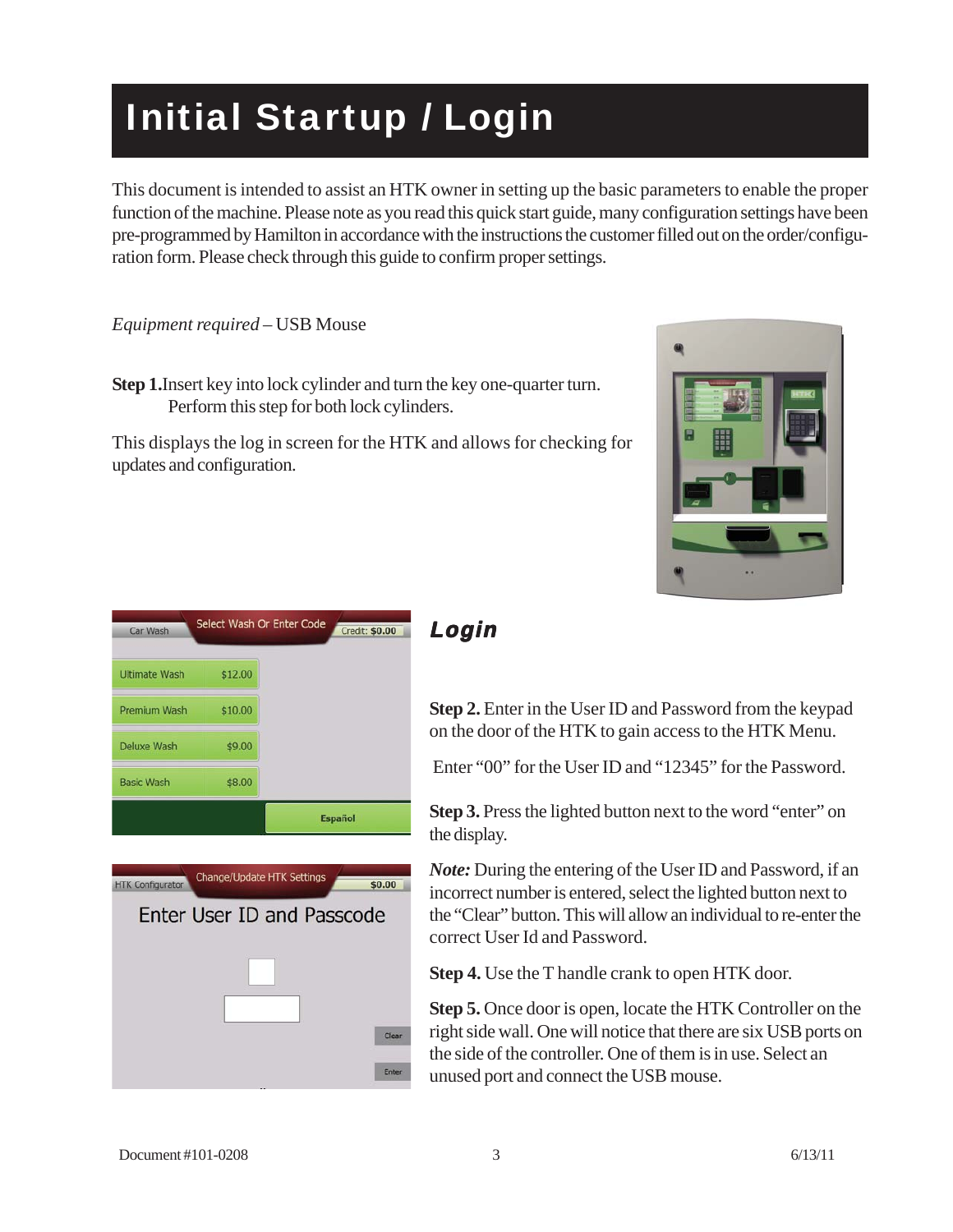# Initial Startup / Login

This document is intended to assist an HTK owner in setting up the basic parameters to enable the proper function of the machine. Please note as you read this quick start guide, many configuration settings have been pre-programmed by Hamilton in accordance with the instructions the customer filled out on the order/configuration form. Please check through this guide to confirm proper settings.

*Equipment required* – USB Mouse

**Step 1.** Insert key into lock cylinder and turn the key one-quarter turn. Perform this step for both lock cylinders.

This displays the log in screen for the HTK and allows for checking for updates and configuration.

## Login

**Step 2.** Enter in the User ID and Password from the keypad on the door of the HTK to gain access to the HTK Menu.

Enter "00" for the User ID and "12345" for the Password.

**Step 3.** Press the lighted button next to the word "enter" on the display.

***Note:*** During the entering of the User ID and Password, if an incorrect number is entered, select the lighted button next to the "Clear" button. This will allow an individual to re-enter the correct User Id and Password.

**Step 4.** Use the T handle crank to open HTK door.

**Step 5.** Once door is open, locate the HTK Controller on the right side wall. One will notice that there are six USB ports on the side of the controller. One of them is in use. Select an unused port and connect the USB mouse.

Document #101-0208 6/13/11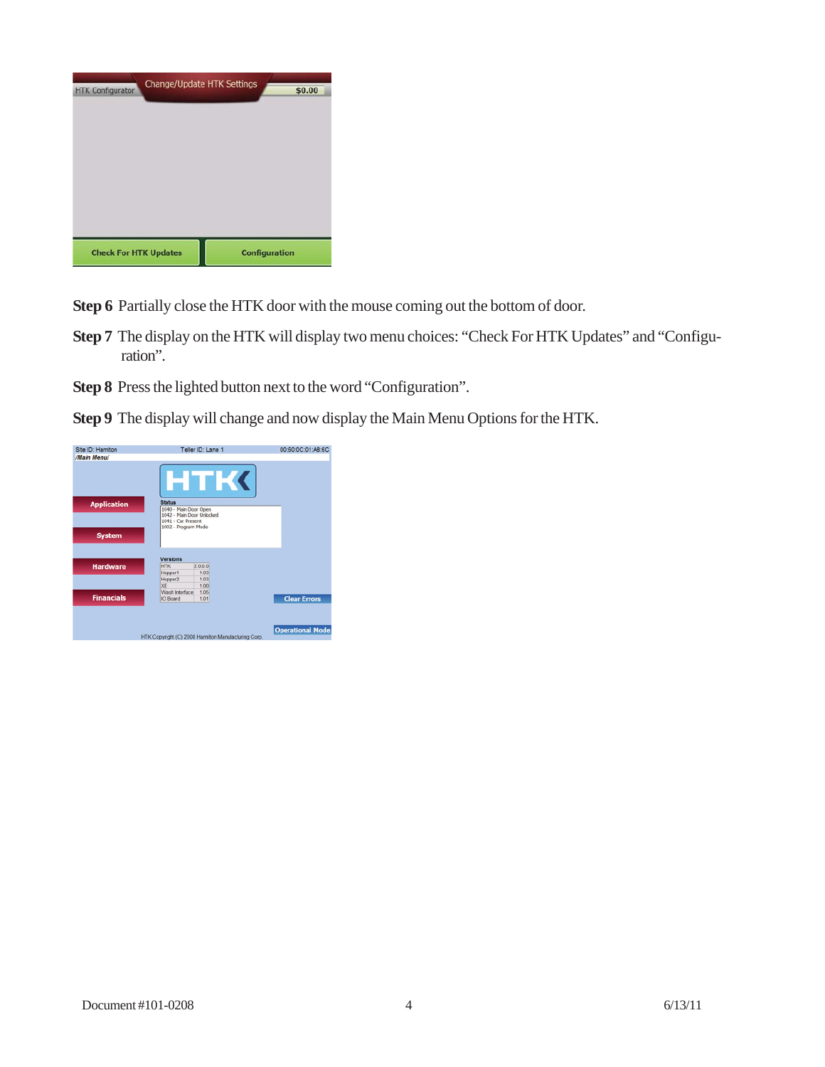**Step 6** Partially close the HTK door with the mouse coming out the bottom of door.

**Step 7** The display on the HTK will display two menu choices: “Check For HTK Updates” and “Configuration”.

**Step 8** Press the lighted button next to the word “Configuration”.

**Step 9** The display will change and now display the Main Menu Options for the HTK.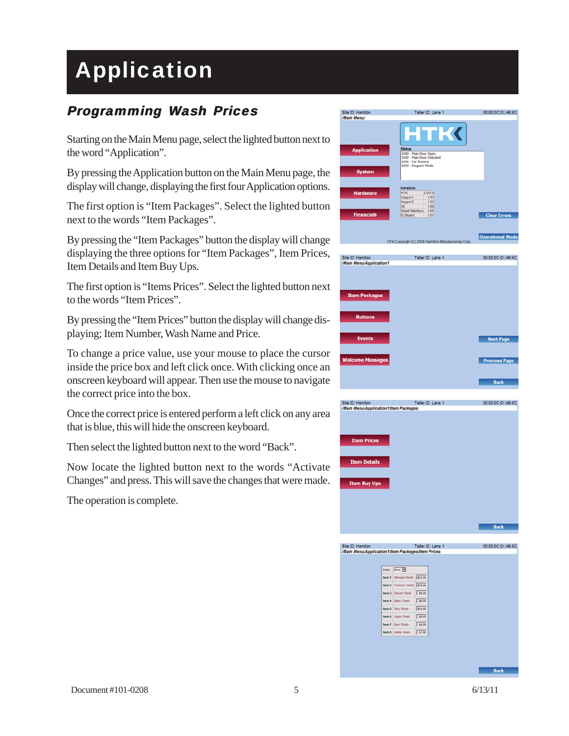# Application

## Programming Wash Prices

Starting on the Main Menu page, select the lighted button next to the word "Application".

By pressing the Application button on the Main Menu page, the display will change, displaying the first four Application options.

The first option is "Item Packages". Select the lighted button next to the words "Item Packages".

By pressing the "Item Packages" button the display will change displaying the three options for "Item Packages", Item Prices, Item Details and Item Buy Ups.

The first option is "Items Prices". Select the lighted button next to the words "Item Prices".

By pressing the "Item Prices" button the display will change displaying; Item Number, Wash Name and Price.

To change a price value, use your mouse to place the cursor inside the price box and left click once. With clicking once an onscreen keyboard will appear. Then use the mouse to navigate the correct price into the box.

Once the correct price is entered perform a left click on any area that is blue, this will hide the onscreen keyboard.

Then select the lighted button next to the word "Back".

Now locate the lighted button next to the words "Activate Changes" and press. This will save the changes that were made.

The operation is complete.

Site ID: Hamilton Teller ID: Lane 1 00:50:0C:01:A8:6C
/Main Menu/

HTK

Application
System
Hardware
Financials

Status
1040 - Main Door Open
1042 - Main Door Unlocked
1041 - Car Present
1002 - Program Mode

Versions

| | |
|---|---|
| HTK | 2.0.0.0 |
| Hopper1 | 1.03 |
| Hopper2 | 1.03 |
| XE | 1.00 |
| Wash Interface | 1.05 |
| IO Board | 1.01 |

Clear Errors
Operational Mode

HTK Copyright (C) 2008 Hamilton Manufacturing Corp.

Site ID: Hamilton Teller ID: Lane 1 00:50:0C:01:A8:6C
/Main Menu/Application1

Item Packages
Buttons
Events
Welcome Messages
Next Page
Previous Page
Back

Site ID: Hamilton Teller ID: Lane 1 00:50:0C:01:A8:6C
/Main Menu/Application1/Item Packages

Item Prices
Item Details
Item Buy Ups
Back

Site ID: Hamilton Teller ID: Lane 1 00:50:0C:01:A8:6C
/Main Menu/Application1/Item Packages/Item Prices

| Event | Base | |
|---|---|---|
| Item 1 | Ultimate Wash | $12.00 |
| Item 2 | Premium Wash | $10.00 |
| Item 3 | Deluxe Wash | $9.00 |
| Item 4 | Basic Wash | $8.00 |
| Item 5 | Ultra Wash | $10.00 |
| Item 6 | Super Wash | $9.00 |
| Item 7 | Best Wash | $8.00 |
| Item 8 | Better Wash | $7.00 |

Back

Document #101-0208 6/13/11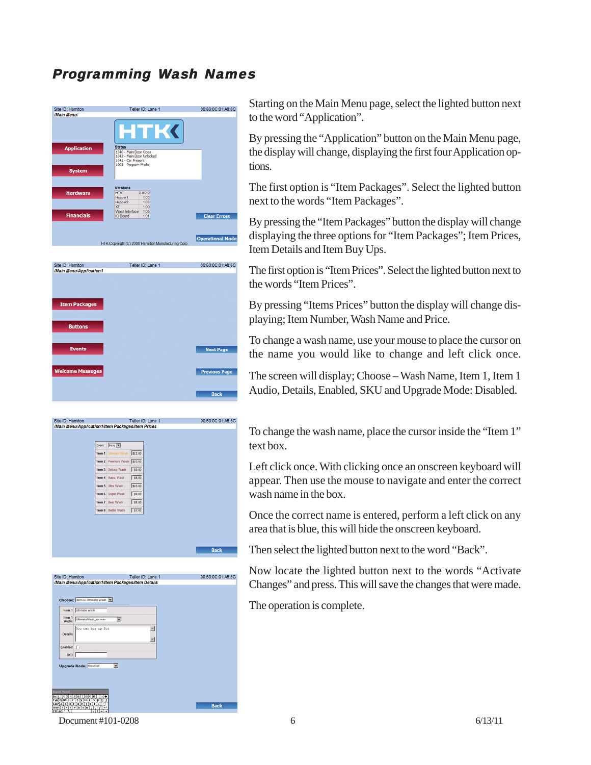# Programming Wash Names

Starting on the Main Menu page, select the lighted button next to the word "Application".

By pressing the "Application" button on the Main Menu page, the display will change, displaying the first four Application options.

The first option is "Item Packages". Select the lighted button next to the words "Item Packages".

By pressing the "Item Packages" button the display will change displaying the three options for "Item Packages"; Item Prices, Item Details and Item Buy Ups.

The first option is "Item Prices". Select the lighted button next to the words "Item Prices".

By pressing "Items Prices" button the display will change displaying; Item Number, Wash Name and Price.

To change a wash name, use your mouse to place the cursor on the name you would like to change and left click once.

The screen will display; Choose – Wash Name, Item 1, Item 1 Audio, Details, Enabled, SKU and Upgrade Mode: Disabled.

To change the wash name, place the cursor inside the "Item 1" text box.

Left click once. With clicking once an onscreen keyboard will appear. Then use the mouse to navigate and enter the correct wash name in the box.

Once the correct name is entered, perform a left click on any area that is blue, this will hide the onscreen keyboard.

Then select the lighted button next to the word "Back".

Now locate the lighted button next to the words "Activate Changes" and press. This will save the changes that were made.

The operation is complete.

Document #101-0208 6/13/11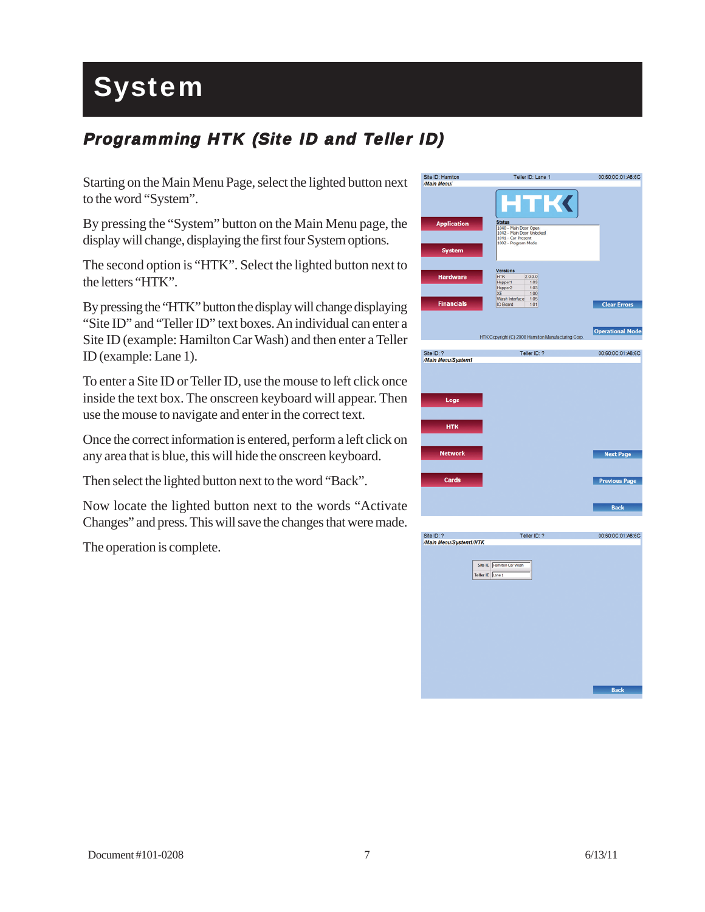# System

## *Programming HTK (Site ID and Teller ID)*

Starting on the Main Menu Page, select the lighted button next to the word "System".

By pressing the "System" button on the Main Menu page, the display will change, displaying the first four System options.

The second option is "HTK". Select the lighted button next to the letters "HTK".

By pressing the "HTK" button the display will change displaying "Site ID" and "Teller ID" text boxes. An individual can enter a Site ID (example: Hamilton Car Wash) and then enter a Teller ID (example: Lane 1).

To enter a Site ID or Teller ID, use the mouse to left click once inside the text box. The onscreen keyboard will appear. Then use the mouse to navigate and enter in the correct text.

Once the correct information is entered, perform a left click on any area that is blue, this will hide the onscreen keyboard.

Then select the lighted button next to the word "Back".

Now locate the lighted button next to the words "Activate Changes" and press. This will save the changes that were made.

The operation is complete.

Site ID: Hamilton
Teller ID: Lane 1
00:50:0C:01:A8:6C
/Main Menu/

HTK

Application
System
Hardware
Financials

Status
1040 - Main Door Open
1042 - Main Door Unlocked
1041 - Car Present
1002 - Program Mode

Versions
HTK 2.0.0.0
Hopper1 1.03
Hopper2 1.03
XE 1.00
Wash Interface 1.05
IO Board 1.01

Clear Errors
Operational Mode

HTK Copyright (C) 2008 Hamilton Manufacturing Corp.

Site ID: ?
Teller ID: ?
00:50:0C:01:A8:6C
/Main Menu/System1

Logs
HTK
Network
Cards

Next Page
Previous Page
Back

Site ID: ?
Teller ID: ?
00:50:0C:01:A8:6C
/Main Menu/System1/HTK

Site ID: Hamilton Car Wash
Teller ID: Lane 1

Back

Document #101-0208

6/13/11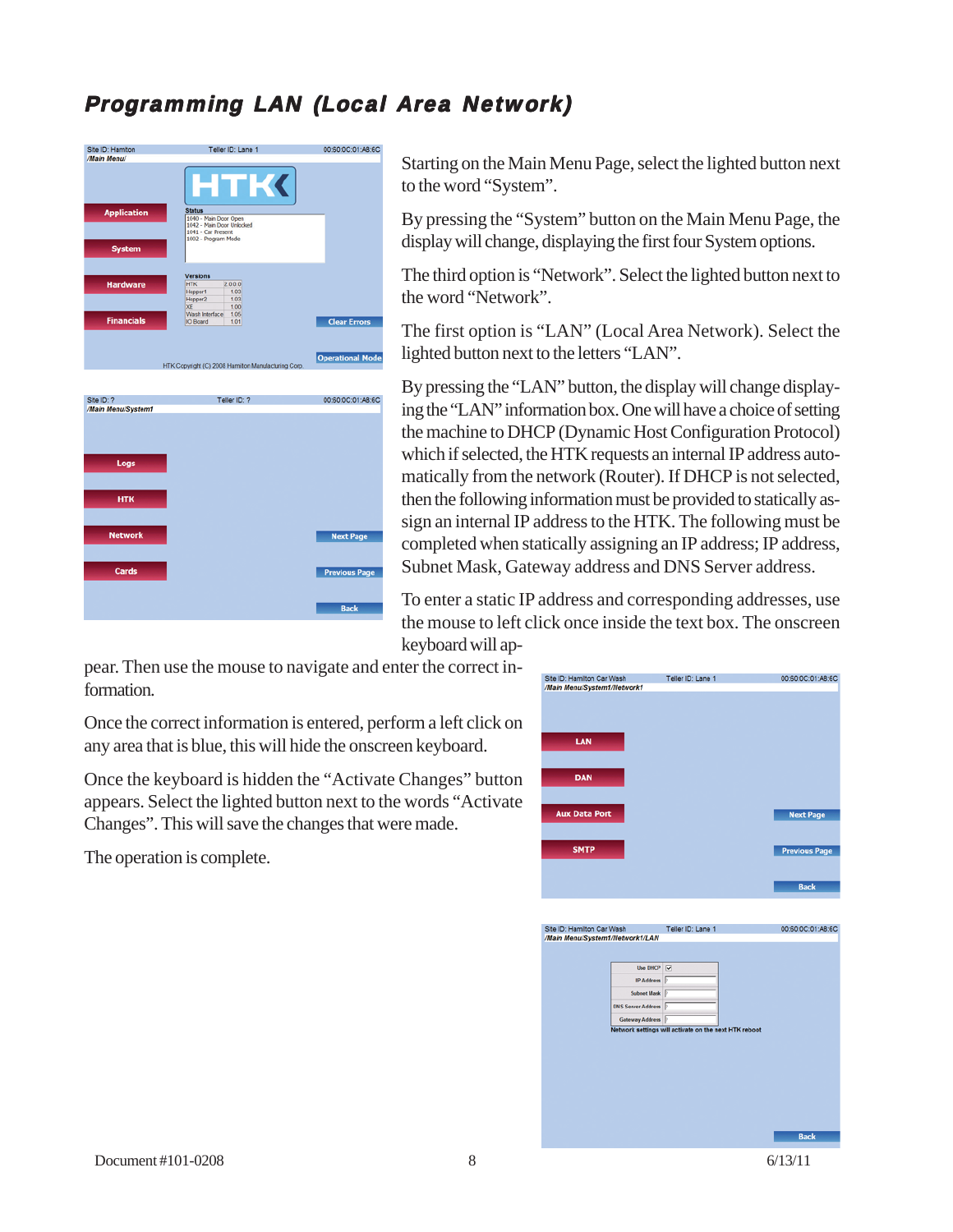## Programming LAN (Local Area Network)

Starting on the Main Menu Page, select the lighted button next to the word "System".

By pressing the "System" button on the Main Menu Page, the display will change, displaying the first four System options.

The third option is "Network". Select the lighted button next to the word "Network".

The first option is "LAN" (Local Area Network). Select the lighted button next to the letters "LAN".

By pressing the "LAN" button, the display will change displaying the "LAN" information box. One will have a choice of setting the machine to DHCP (Dynamic Host Configuration Protocol) which if selected, the HTK requests an internal IP address automatically from the network (Router). If DHCP is not selected, then the following information must be provided to statically assign an internal IP address to the HTK. The following must be completed when statically assigning an IP address; IP address, Subnet Mask, Gateway address and DNS Server address.

To enter a static IP address and corresponding addresses, use the mouse to left click once inside the text box. The onscreen keyboard will appear. Then use the mouse to navigate and enter the correct information.

Once the correct information is entered, perform a left click on any area that is blue, this will hide the onscreen keyboard.

Once the keyboard is hidden the "Activate Changes" button appears. Select the lighted button next to the words "Activate Changes". This will save the changes that were made.

The operation is complete.

Document #101-0208 6/13/11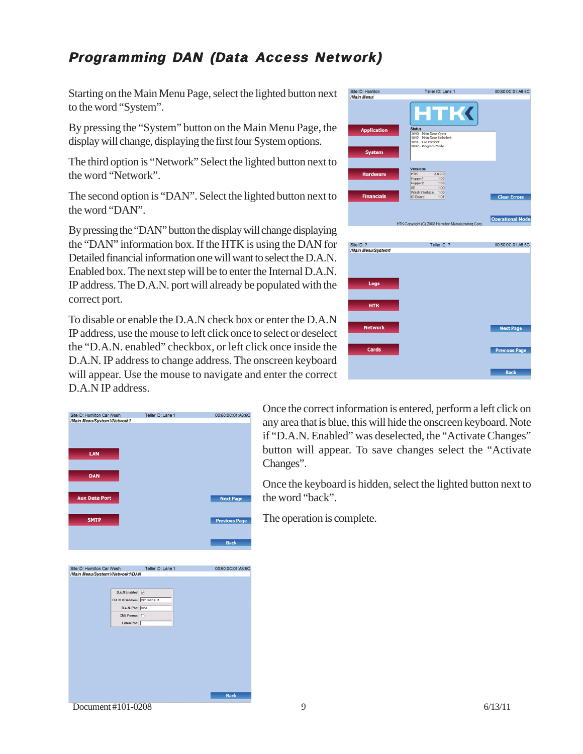## Programming DAN (Data Access Network)

Starting on the Main Menu Page, select the lighted button next to the word "System".

By pressing the "System" button on the Main Menu Page, the display will change, displaying the first four System options.

The third option is "Network" Select the lighted button next to the word "Network".

The second option is "DAN". Select the lighted button next to the word "DAN".

By pressing the "DAN" button the display will change displaying the "DAN" information box. If the HTK is using the DAN for Detailed financial information one will want to select the D.A.N. Enabled box. The next step will be to enter the Internal D.A.N. IP address. The D.A.N. port will already be populated with the correct port.

To disable or enable the D.A.N check box or enter the D.A.N IP address, use the mouse to left click once to select or deselect the "D.A.N. enabled" checkbox, or left click once inside the D.A.N. IP address to change address. The onscreen keyboard will appear. Use the mouse to navigate and enter the correct D.A.N IP address.

Once the correct information is entered, perform a left click on any area that is blue, this will hide the onscreen keyboard. Note if "D.A.N. Enabled" was deselected, the "Activate Changes" button will appear. To save changes select the "Activate Changes".

Once the keyboard is hidden, select the lighted button next to the word "back".

The operation is complete.

Document #101-0208 6/13/11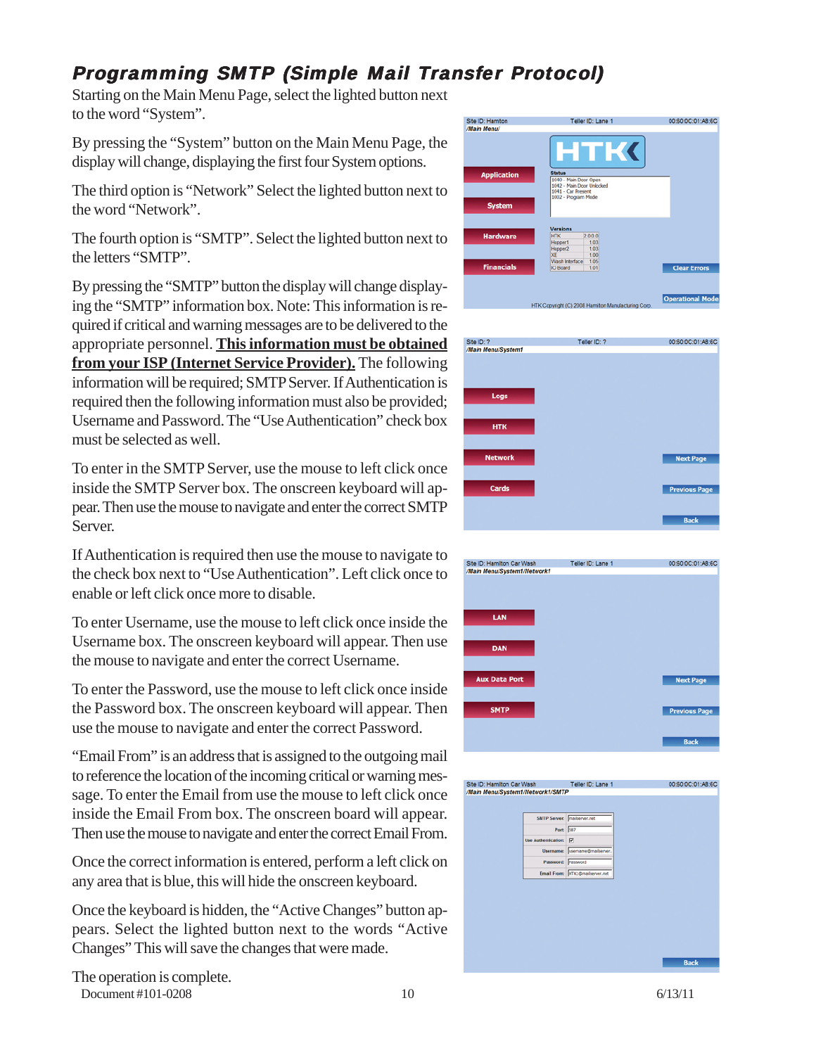## Programming SMTP (Simple Mail Transfer Protocol)

Starting on the Main Menu Page, select the lighted button next to the word "System".

By pressing the "System" button on the Main Menu Page, the display will change, displaying the first four System options.

The third option is "Network" Select the lighted button next to the word "Network".

The fourth option is "SMTP". Select the lighted button next to the letters "SMTP".

By pressing the "SMTP" button the display will change displaying the "SMTP" information box. Note: This information is required if critical and warning messages are to be delivered to the appropriate personnel. **This information must be obtained from your ISP (Internet Service Provider).** The following information will be required; SMTP Server. If Authentication is required then the following information must also be provided; Username and Password. The "Use Authentication" check box must be selected as well.

To enter in the SMTP Server, use the mouse to left click once inside the SMTP Server box. The onscreen keyboard will appear. Then use the mouse to navigate and enter the correct SMTP Server.

If Authentication is required then use the mouse to navigate to the check box next to "Use Authentication". Left click once to enable or left click once more to disable.

To enter Username, use the mouse to left click once inside the Username box. The onscreen keyboard will appear. Then use the mouse to navigate and enter the correct Username.

To enter the Password, use the mouse to left click once inside the Password box. The onscreen keyboard will appear. Then use the mouse to navigate and enter the correct Password.

"Email From" is an address that is assigned to the outgoing mail to reference the location of the incoming critical or warning message. To enter the Email from use the mouse to left click once inside the Email From box. The onscreen board will appear. Then use the mouse to navigate and enter the correct Email From.

Once the correct information is entered, perform a left click on any area that is blue, this will hide the onscreen keyboard.

Once the keyboard is hidden, the "Active Changes" button appears. Select the lighted button next to the words "Active Changes" This will save the changes that were made.

The operation is complete.

Site ID: Hamiton Teller ID: Lane 1 00:50:0C:01:A8:6C
/Main Menu/
HTK
Application
System
Hardware
Financials
Status
1040 - Main Door Open
1042 - Main Door Unlocked
1041 - Car Present
1002 - Program Mode
Versions
HTK 2.0.0.0
Hopper1 1.03
Hopper2 1.03
XE 1.00
Wash Interface 1.05
IO Board 1.01
Clear Errors
Operational Mode
HTK Copyright (C) 2008 Hamilton Manufacturing Corp.

Site ID: ? Teller ID: ? 00:50:0C:01:A8:6C
/Main Menu/System1
Logs
HTK
Network
Cards
Next Page
Previous Page
Back

Site ID: Hamilton Car Wash Teller ID: Lane 1 00:50:0C:01:A8:6C
/Main Menu/System1/Network1
LAN
DAN
Aux Data Port
SMTP
Next Page
Previous Page
Back

Site ID: Hamilton Car Wash Teller ID: Lane 1 00:50:0C:01:A8:6C
/Main Menu/System1/Network1/SMTP
SMTP Server: mailserver.net
Port: 587
Use Authentication: ☑
Username: username@mailserver.
Password: Password
Email From: HTK1@mailserver.net
Back

Document #101-0208 6/13/11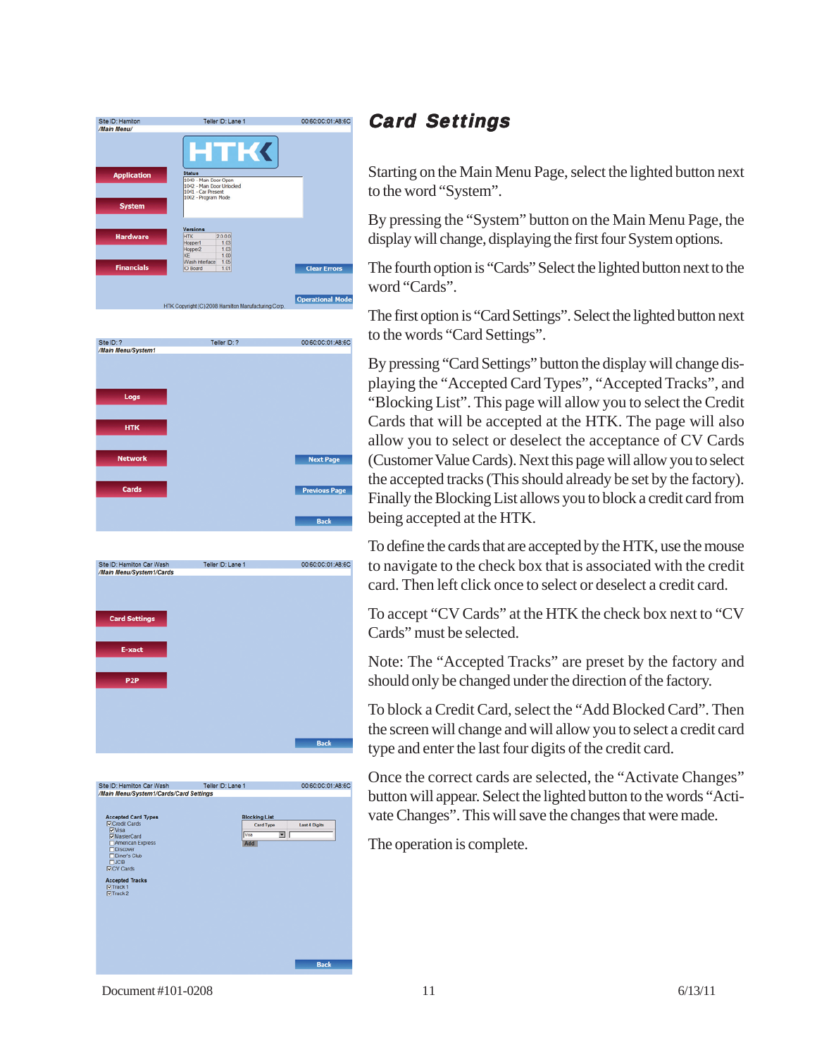## Card Settings

Starting on the Main Menu Page, select the lighted button next to the word "System".

By pressing the "System" button on the Main Menu Page, the display will change, displaying the first four System options.

The fourth option is "Cards" Select the lighted button next to the word "Cards".

The first option is "Card Settings". Select the lighted button next to the words "Card Settings".

By pressing "Card Settings" button the display will change displaying the "Accepted Card Types", "Accepted Tracks", and "Blocking List". This page will allow you to select the Credit Cards that will be accepted at the HTK. The page will also allow you to select or deselect the acceptance of CV Cards (Customer Value Cards). Next this page will allow you to select the accepted tracks (This should already be set by the factory). Finally the Blocking List allows you to block a credit card from being accepted at the HTK.

To define the cards that are accepted by the HTK, use the mouse to navigate to the check box that is associated with the credit card. Then left click once to select or deselect a credit card.

To accept "CV Cards" at the HTK the check box next to "CV Cards" must be selected.

Note: The "Accepted Tracks" are preset by the factory and should only be changed under the direction of the factory.

To block a Credit Card, select the "Add Blocked Card". Then the screen will change and will allow you to select a credit card type and enter the last four digits of the credit card.

Once the correct cards are selected, the "Activate Changes" button will appear. Select the lighted button to the words "Activate Changes". This will save the changes that were made.

The operation is complete.

Document #101-0208 6/13/11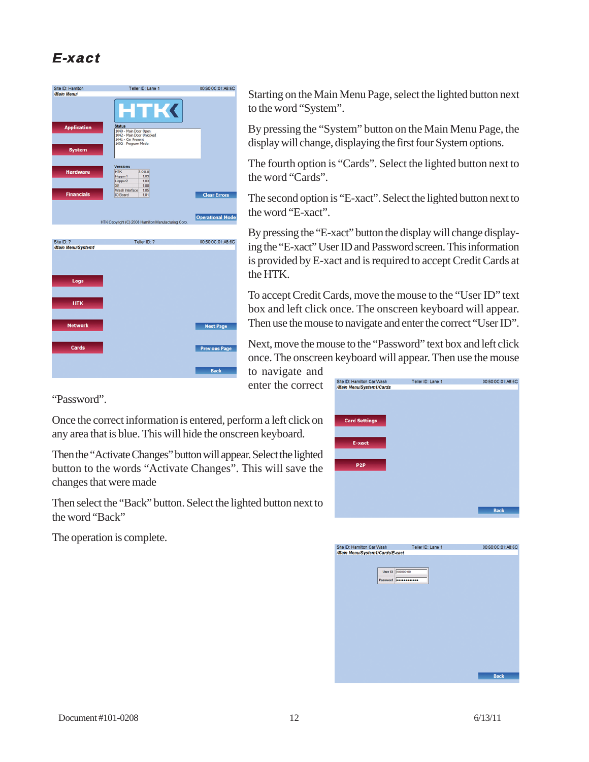## E-xact

Starting on the Main Menu Page, select the lighted button next to the word "System".

By pressing the "System" button on the Main Menu Page, the display will change, displaying the first four System options.

The fourth option is "Cards". Select the lighted button next to the word "Cards".

The second option is "E-xact". Select the lighted button next to the word "E-xact".

By pressing the "E-xact" button the display will change displaying the "E-xact" User ID and Password screen. This information is provided by E-xact and is required to accept Credit Cards at the HTK.

To accept Credit Cards, move the mouse to the "User ID" text box and left click once. The onscreen keyboard will appear. Then use the mouse to navigate and enter the correct "User ID".

Next, move the mouse to the "Password" text box and left click once. The onscreen keyboard will appear. Then use the mouse to navigate and enter the correct "Password".

Once the correct information is entered, perform a left click on any area that is blue. This will hide the onscreen keyboard.

Then the "Activate Changes" button will appear. Select the lighted button to the words "Activate Changes". This will save the changes that were made

Then select the "Back" button. Select the lighted button next to the word "Back"

The operation is complete.

Document #101-0208 6/13/11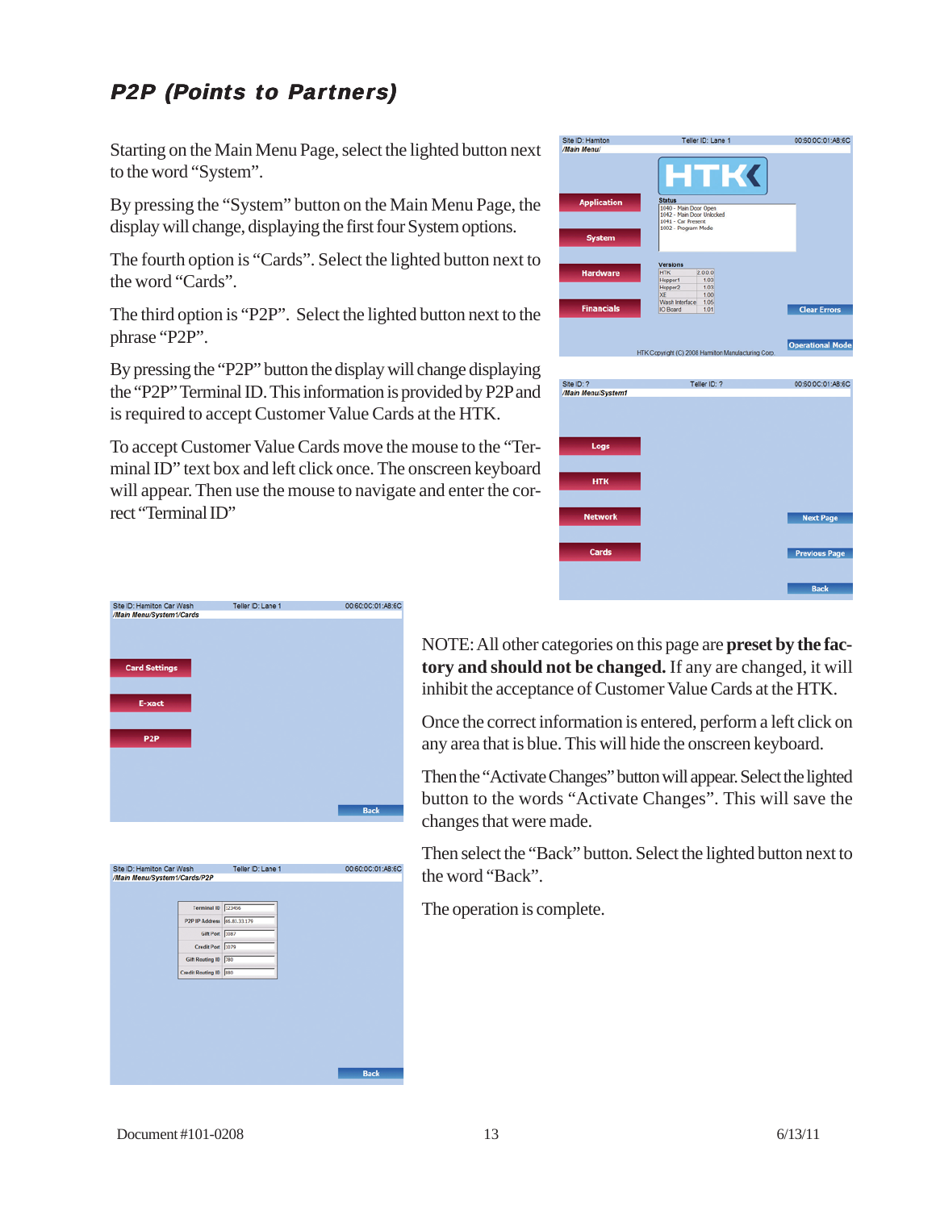## P2P (Points to Partners)

Starting on the Main Menu Page, select the lighted button next to the word "System".

By pressing the "System" button on the Main Menu Page, the display will change, displaying the first four System options.

The fourth option is "Cards". Select the lighted button next to the word "Cards".

The third option is "P2P". Select the lighted button next to the phrase "P2P".

By pressing the "P2P" button the display will change displaying the "P2P" Terminal ID. This information is provided by P2P and is required to accept Customer Value Cards at the HTK.

To accept Customer Value Cards move the mouse to the "Terminal ID" text box and left click once. The onscreen keyboard will appear. Then use the mouse to navigate and enter the correct "Terminal ID"

NOTE: All other categories on this page are **preset by the factory and should not be changed.** If any are changed, it will inhibit the acceptance of Customer Value Cards at the HTK.

Once the correct information is entered, perform a left click on any area that is blue. This will hide the onscreen keyboard.

Then the "Activate Changes" button will appear. Select the lighted button to the words "Activate Changes". This will save the changes that were made.

Then select the "Back" button. Select the lighted button next to the word "Back".

The operation is complete.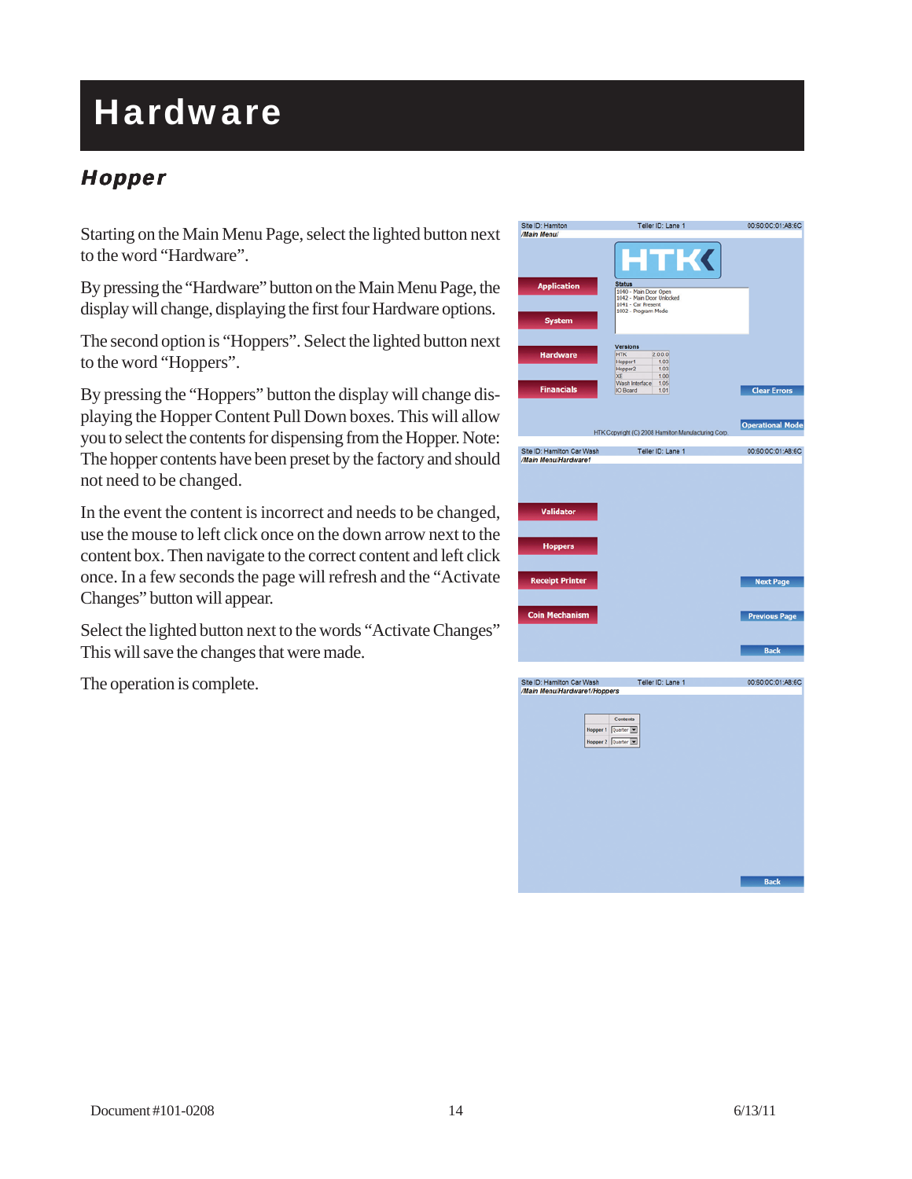# Hardware

## *Hopper*

Starting on the Main Menu Page, select the lighted button next to the word “Hardware”.

By pressing the “Hardware” button on the Main Menu Page, the display will change, displaying the first four Hardware options.

The second option is “Hoppers”. Select the lighted button next to the word “Hoppers”.

By pressing the “Hoppers” button the display will change displaying the Hopper Content Pull Down boxes. This will allow you to select the contents for dispensing from the Hopper. Note: The hopper contents have been preset by the factory and should not need to be changed.

In the event the content is incorrect and needs to be changed, use the mouse to left click once on the down arrow next to the content box. Then navigate to the correct content and left click once. In a few seconds the page will refresh and the “Activate Changes” button will appear.

Select the lighted button next to the words “Activate Changes” This will save the changes that were made.

The operation is complete.

Document #101-0208 6/13/11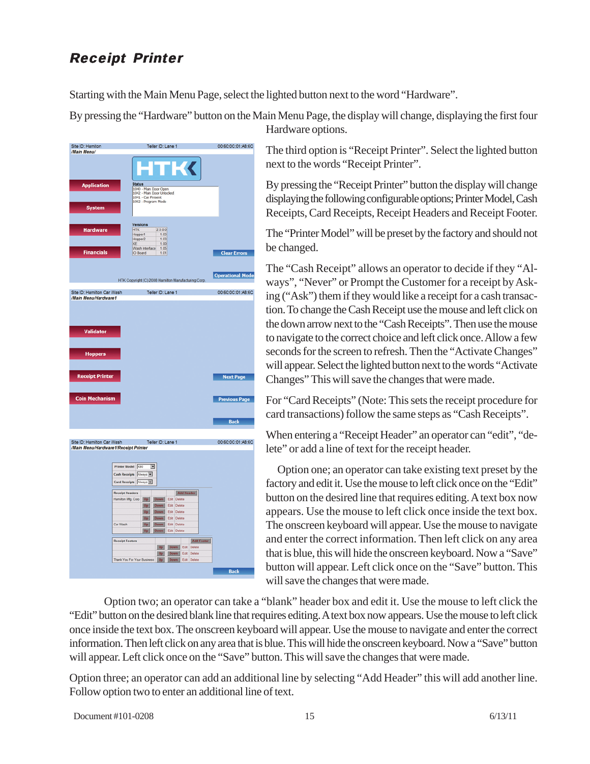## Receipt Printer

Starting with the Main Menu Page, select the lighted button next to the word "Hardware".

By pressing the "Hardware" button on the Main Menu Page, the display will change, displaying the first four Hardware options.

The third option is "Receipt Printer". Select the lighted button next to the words "Receipt Printer".

By pressing the "Receipt Printer" button the display will change displaying the following configurable options; Printer Model, Cash Receipts, Card Receipts, Receipt Headers and Receipt Footer.

The "Printer Model" will be preset by the factory and should not be changed.

The "Cash Receipt" allows an operator to decide if they "Always", "Never" or Prompt the Customer for a receipt by Asking ("Ask") them if they would like a receipt for a cash transaction. To change the Cash Receipt use the mouse and left click on the down arrow next to the "Cash Receipts". Then use the mouse to navigate to the correct choice and left click once. Allow a few seconds for the screen to refresh. Then the "Activate Changes" will appear. Select the lighted button next to the words "Activate Changes" This will save the changes that were made.

For "Card Receipts" (Note: This sets the receipt procedure for card transactions) follow the same steps as "Cash Receipts".

When entering a "Receipt Header" an operator can "edit", "delete" or add a line of text for the receipt header.

Option one; an operator can take existing text preset by the factory and edit it. Use the mouse to left click once on the "Edit" button on the desired line that requires editing. A text box now appears. Use the mouse to left click once inside the text box. The onscreen keyboard will appear. Use the mouse to navigate and enter the correct information. Then left click on any area that is blue, this will hide the onscreen keyboard. Now a "Save" button will appear. Left click once on the "Save" button. This will save the changes that were made.

Option two; an operator can take a "blank" header box and edit it. Use the mouse to left click the "Edit" button on the desired blank line that requires editing. A text box now appears. Use the mouse to left click once inside the text box. The onscreen keyboard will appear. Use the mouse to navigate and enter the correct information. Then left click on any area that is blue. This will hide the onscreen keyboard. Now a "Save" button will appear. Left click once on the "Save" button. This will save the changes that were made.

Option three; an operator can add an additional line by selecting "Add Header" this will add another line. Follow option two to enter an additional line of text.

Document #101-0208 6/13/11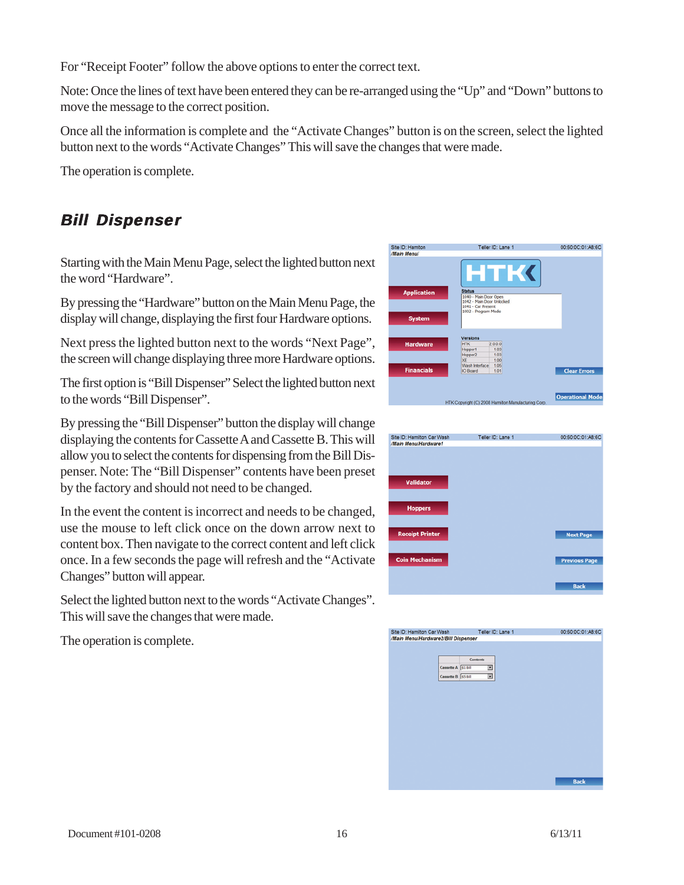For “Receipt Footer” follow the above options to enter the correct text.

Note: Once the lines of text have been entered they can be re-arranged using the “Up” and “Down” buttons to move the message to the correct position.

Once all the information is complete and the “Activate Changes” button is on the screen, select the lighted button next to the words “Activate Changes” This will save the changes that were made.

The operation is complete.

## Bill Dispenser

Starting with the Main Menu Page, select the lighted button next the word “Hardware”.

By pressing the “Hardware” button on the Main Menu Page, the display will change, displaying the first four Hardware options.

Next press the lighted button next to the words “Next Page”, the screen will change displaying three more Hardware options.

The first option is “Bill Dispenser” Select the lighted button next to the words “Bill Dispenser”.

By pressing the “Bill Dispenser” button the display will change displaying the contents for Cassette A and Cassette B. This will allow you to select the contents for dispensing from the Bill Dispenser. Note: The “Bill Dispenser” contents have been preset by the factory and should not need to be changed.

In the event the content is incorrect and needs to be changed, use the mouse to left click once on the down arrow next to content box. Then navigate to the correct content and left click once. In a few seconds the page will refresh and the “Activate Changes” button will appear.

Select the lighted button next to the words “Activate Changes”. This will save the changes that were made.

The operation is complete.

Document #101-0208 6/13/11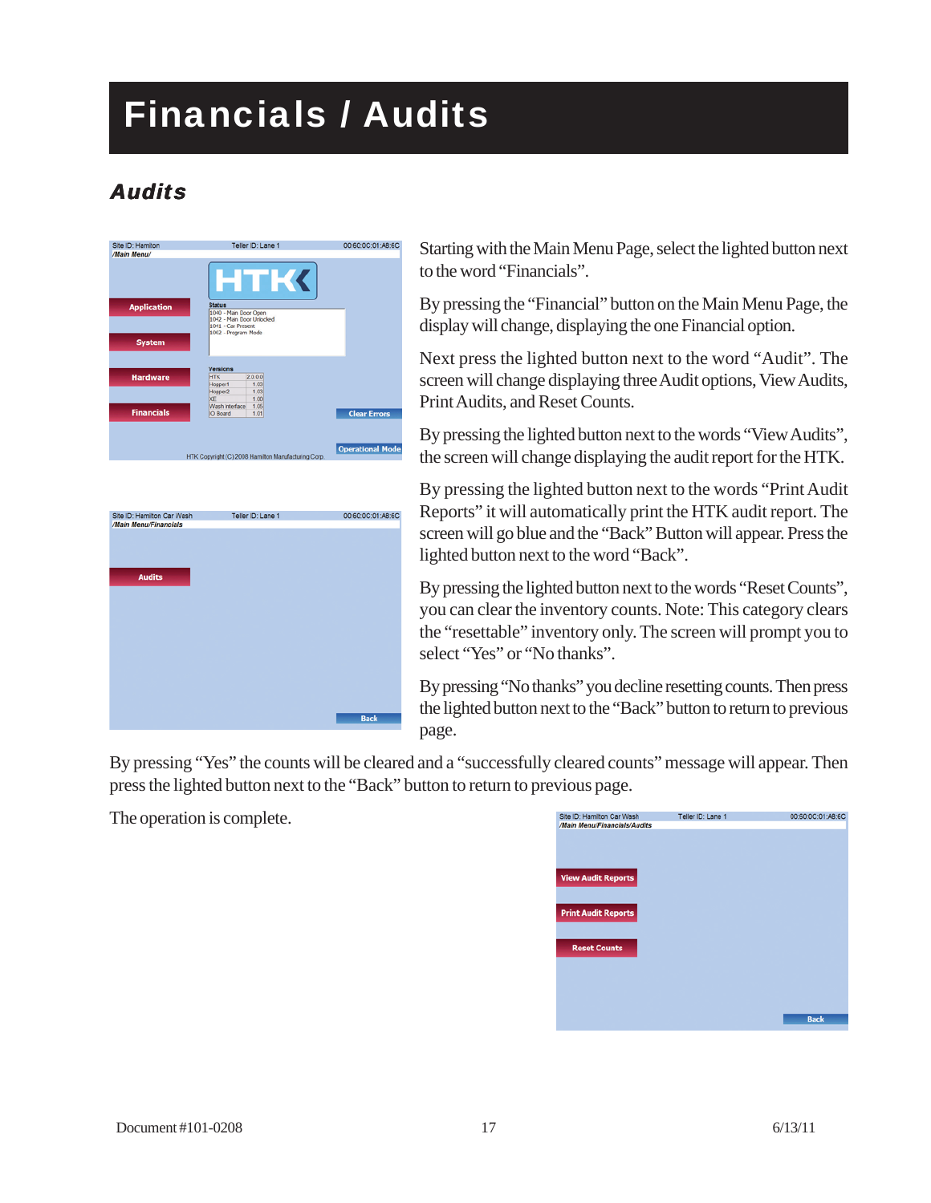# Financials / Audits

## Audits

Starting with the Main Menu Page, select the lighted button next to the word "Financials".

By pressing the "Financial" button on the Main Menu Page, the display will change, displaying the one Financial option.

Next press the lighted button next to the word "Audit". The screen will change displaying three Audit options, View Audits, Print Audits, and Reset Counts.

By pressing the lighted button next to the words "View Audits", the screen will change displaying the audit report for the HTK.

By pressing the lighted button next to the words "Print Audit Reports" it will automatically print the HTK audit report. The screen will go blue and the "Back" Button will appear. Press the lighted button next to the word "Back".

By pressing the lighted button next to the words "Reset Counts", you can clear the inventory counts. Note: This category clears the "resettable" inventory only. The screen will prompt you to select "Yes" or "No thanks".

By pressing "No thanks" you decline resetting counts. Then press the lighted button next to the "Back" button to return to previous page.

By pressing "Yes" the counts will be cleared and a "successfully cleared counts" message will appear. Then press the lighted button next to the "Back" button to return to previous page.

The operation is complete.

Document #101-0208 6/13/11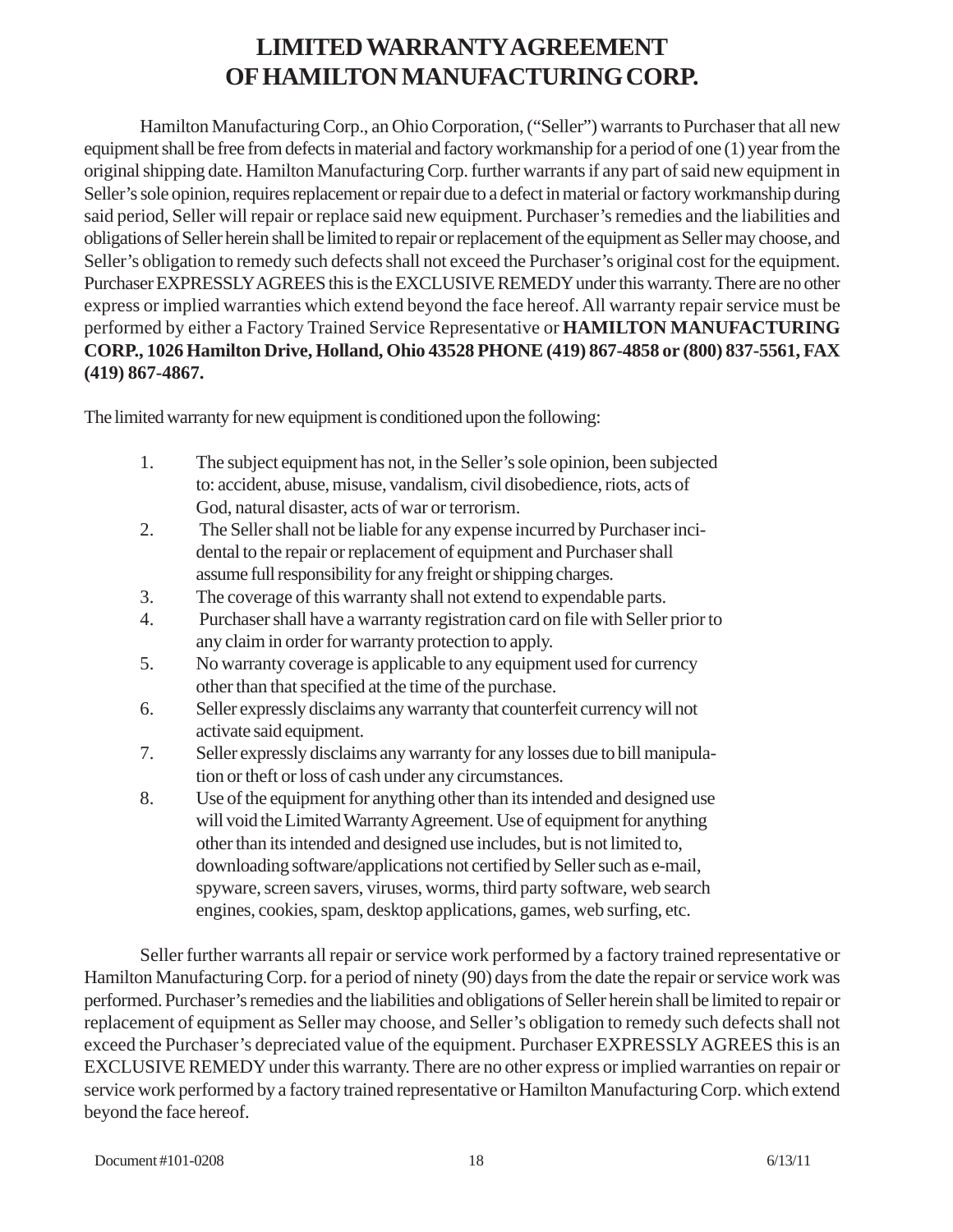# LIMITED WARRANTY AGREEMENT OF HAMILTON MANUFACTURING CORP.

Hamilton Manufacturing Corp., an Ohio Corporation, ("Seller") warrants to Purchaser that all new equipment shall be free from defects in material and factory workmanship for a period of one (1) year from the original shipping date. Hamilton Manufacturing Corp. further warrants if any part of said new equipment in Seller's sole opinion, requires replacement or repair due to a defect in material or factory workmanship during said period, Seller will repair or replace said new equipment. Purchaser's remedies and the liabilities and obligations of Seller herein shall be limited to repair or replacement of the equipment as Seller may choose, and Seller's obligation to remedy such defects shall not exceed the Purchaser's original cost for the equipment. Purchaser EXPRESSLY AGREES this is the EXCLUSIVE REMEDY under this warranty. There are no other express or implied warranties which extend beyond the face hereof. All warranty repair service must be performed by either a Factory Trained Service Representative or **HAMILTON MANUFACTURING CORP., 1026 Hamilton Drive, Holland, Ohio 43528 PHONE (419) 867-4858 or (800) 837-5561, FAX (419) 867-4867.**

The limited warranty for new equipment is conditioned upon the following:

1. The subject equipment has not, in the Seller's sole opinion, been subjected to: accident, abuse, misuse, vandalism, civil disobedience, riots, acts of God, natural disaster, acts of war or terrorism.
2. The Seller shall not be liable for any expense incurred by Purchaser incidental to the repair or replacement of equipment and Purchaser shall assume full responsibility for any freight or shipping charges.
3. The coverage of this warranty shall not extend to expendable parts.
4. Purchaser shall have a warranty registration card on file with Seller prior to any claim in order for warranty protection to apply.
5. No warranty coverage is applicable to any equipment used for currency other than that specified at the time of the purchase.
6. Seller expressly disclaims any warranty that counterfeit currency will not activate said equipment.
7. Seller expressly disclaims any warranty for any losses due to bill manipulation or theft or loss of cash under any circumstances.
8. Use of the equipment for anything other than its intended and designed use will void the Limited Warranty Agreement. Use of equipment for anything other than its intended and designed use includes, but is not limited to, downloading software/applications not certified by Seller such as e-mail, spyware, screen savers, viruses, worms, third party software, web search engines, cookies, spam, desktop applications, games, web surfing, etc.

Seller further warrants all repair or service work performed by a factory trained representative or Hamilton Manufacturing Corp. for a period of ninety (90) days from the date the repair or service work was performed. Purchaser's remedies and the liabilities and obligations of Seller herein shall be limited to repair or replacement of equipment as Seller may choose, and Seller's obligation to remedy such defects shall not exceed the Purchaser's depreciated value of the equipment. Purchaser EXPRESSLY AGREES this is an EXCLUSIVE REMEDY under this warranty. There are no other express or implied warranties on repair or service work performed by a factory trained representative or Hamilton Manufacturing Corp. which extend beyond the face hereof.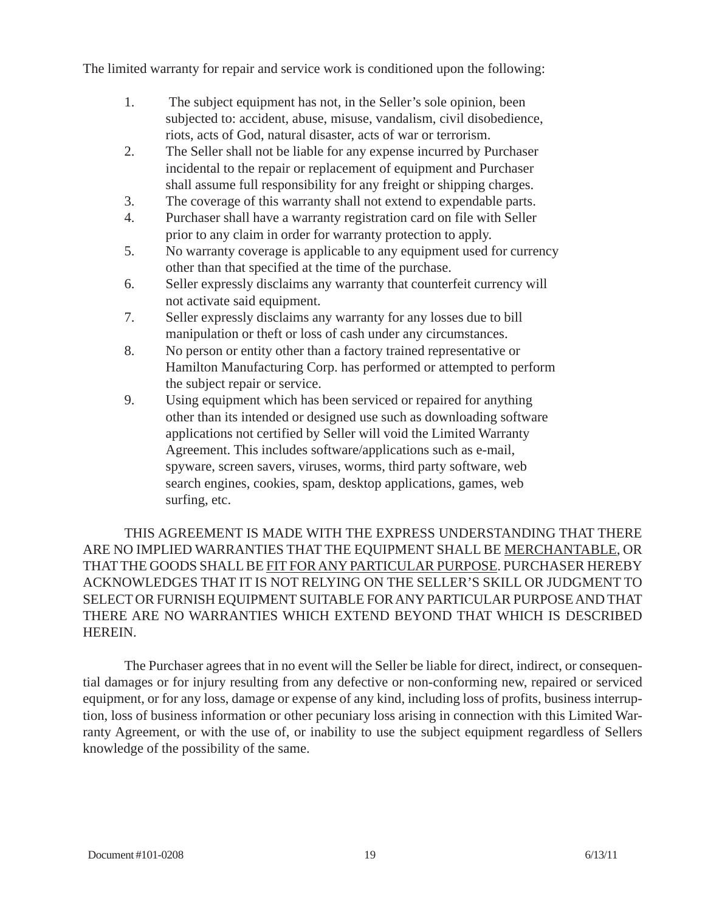The limited warranty for repair and service work is conditioned upon the following:

1. The subject equipment has not, in the Seller's sole opinion, been subjected to: accident, abuse, misuse, vandalism, civil disobedience, riots, acts of God, natural disaster, acts of war or terrorism.
2. The Seller shall not be liable for any expense incurred by Purchaser incidental to the repair or replacement of equipment and Purchaser shall assume full responsibility for any freight or shipping charges.
3. The coverage of this warranty shall not extend to expendable parts.
4. Purchaser shall have a warranty registration card on file with Seller prior to any claim in order for warranty protection to apply.
5. No warranty coverage is applicable to any equipment used for currency other than that specified at the time of the purchase.
6. Seller expressly disclaims any warranty that counterfeit currency will not activate said equipment.
7. Seller expressly disclaims any warranty for any losses due to bill manipulation or theft or loss of cash under any circumstances.
8. No person or entity other than a factory trained representative or Hamilton Manufacturing Corp. has performed or attempted to perform the subject repair or service.
9. Using equipment which has been serviced or repaired for anything other than its intended or designed use such as downloading software applications not certified by Seller will void the Limited Warranty Agreement. This includes software/applications such as e-mail, spyware, screen savers, viruses, worms, third party software, web search engines, cookies, spam, desktop applications, games, web surfing, etc.

THIS AGREEMENT IS MADE WITH THE EXPRESS UNDERSTANDING THAT THERE ARE NO IMPLIED WARRANTIES THAT THE EQUIPMENT SHALL BE <u>MERCHANTABLE</u>, OR THAT THE GOODS SHALL BE <u>FIT FOR ANY PARTICULAR PURPOSE</u>. PURCHASER HEREBY ACKNOWLEDGES THAT IT IS NOT RELYING ON THE SELLER'S SKILL OR JUDGMENT TO SELECT OR FURNISH EQUIPMENT SUITABLE FOR ANY PARTICULAR PURPOSE AND THAT THERE ARE NO WARRANTIES WHICH EXTEND BEYOND THAT WHICH IS DESCRIBED HEREIN.

The Purchaser agrees that in no event will the Seller be liable for direct, indirect, or consequential damages or for injury resulting from any defective or non-conforming new, repaired or serviced equipment, or for any loss, damage or expense of any kind, including loss of profits, business interruption, loss of business information or other pecuniary loss arising in connection with this Limited Warranty Agreement, or with the use of, or inability to use the subject equipment regardless of Sellers knowledge of the possibility of the same.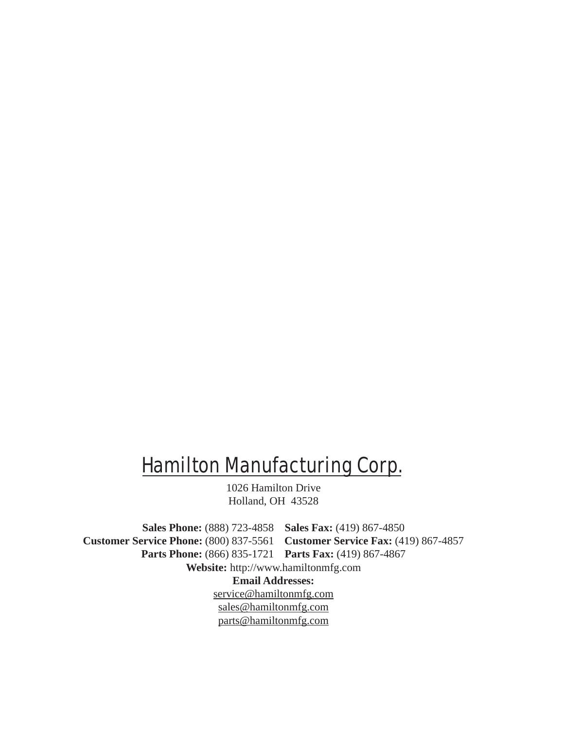# Hamilton Manufacturing Corp.

1026 Hamilton Drive
Holland, OH 43528

**Sales Phone:** (888) 723-4858 **Sales Fax:** (419) 867-4850
**Customer Service Phone:** (800) 837-5561 **Customer Service Fax:** (419) 867-4857
**Parts Phone:** (866) 835-1721 **Parts Fax:** (419) 867-4867
**Website:** http://www.hamiltonmfg.com
**Email Addresses:**
service@hamiltonmfg.com
sales@hamiltonmfg.com
parts@hamiltonmfg.com